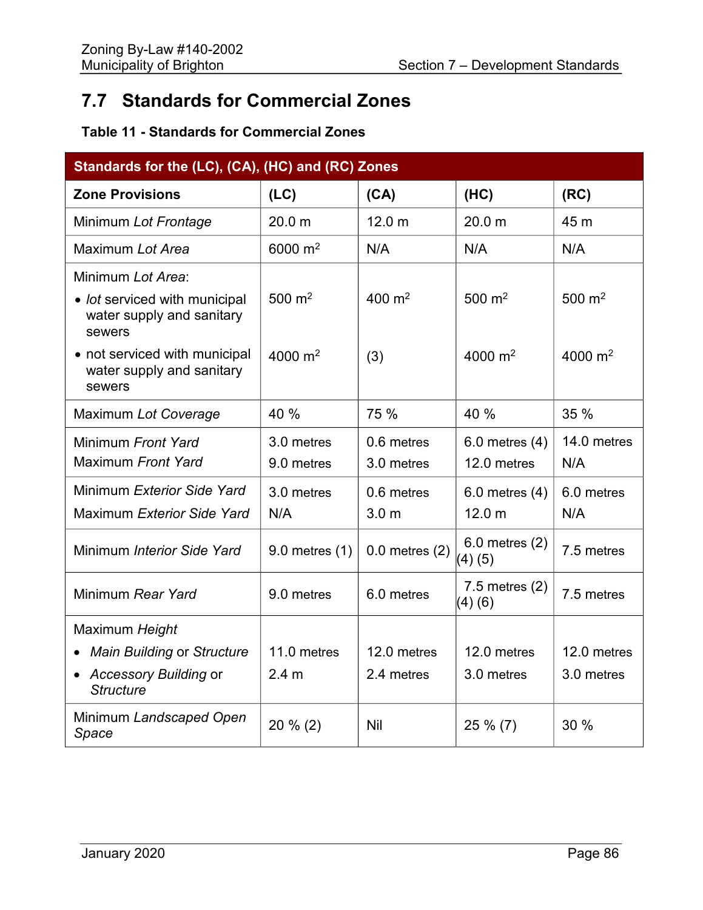## 7.7 Standards for Commercial Zones

**Table 11 - Standards for Commercial Zones**

| Standards for the (LC), (CA), (HC) and (RC) Zones | | | | |
|---|---|---|---|---|
| **Zone Provisions** | **(LC)** | **(CA)** | **(HC)** | **(RC)** |
| Minimum *Lot Frontage* | 20.0 m | 12.0 m | 20.0 m | 45 m |
| Maximum *Lot Area* | 6000 $m^2$ | N/A | N/A | N/A |
| Minimum *Lot Area*: | | | | |
| • *lot* serviced with municipal water supply and sanitary sewers | 500 $m^2$ | 400 $m^2$ | 500 $m^2$ | 500 $m^2$ |
| • not serviced with municipal water supply and sanitary sewers | 4000 $m^2$ | (3) | 4000 $m^2$ | 4000 $m^2$ |
| Maximum *Lot Coverage* | 40 % | 75 % | 40 % | 35 % |
| Minimum *Front Yard* | 3.0 metres | 0.6 metres | 6.0 metres (4) | 14.0 metres |
| Maximum *Front Yard* | 9.0 metres | 3.0 metres | 12.0 metres | N/A |
| Minimum *Exterior Side Yard* | 3.0 metres | 0.6 metres | 6.0 metres (4) | 6.0 metres |
| Maximum *Exterior Side Yard* | N/A | 3.0 m | 12.0 m | N/A |
| Minimum *Interior Side Yard* | 9.0 metres (1) | 0.0 metres (2) | 6.0 metres (2) (4) (5) | 7.5 metres |
| Minimum *Rear Yard* | 9.0 metres | 6.0 metres | 7.5 metres (2) (4) (6) | 7.5 metres |
| Maximum *Height* | | | | |
| • *Main Building* or *Structure* | 11.0 metres | 12.0 metres | 12.0 metres | 12.0 metres |
| • *Accessory Building* or *Structure* | 2.4 m | 2.4 metres | 3.0 metres | 3.0 metres |
| Minimum *Landscaped Open Space* | 20 % (2) | Nil | 25 % (7) | 30 % |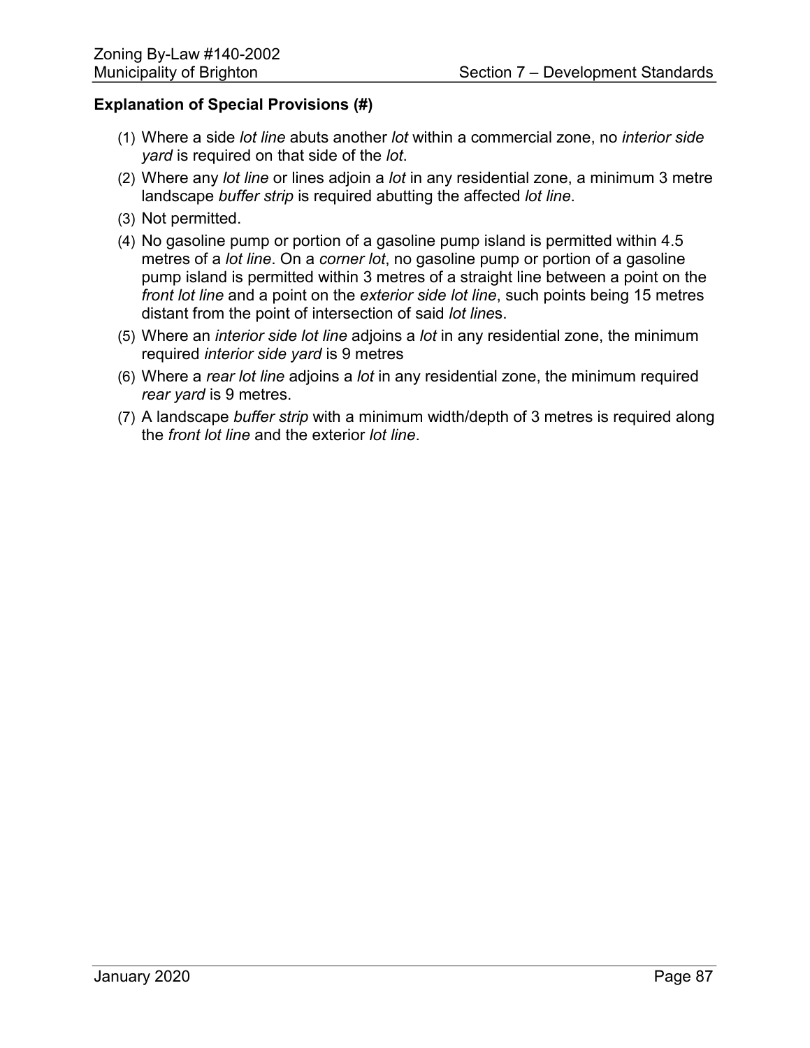**Explanation of Special Provisions (#)**

(1) Where a side *lot line* abuts another *lot* within a commercial zone, no *interior side yard* is required on that side of the *lot*.

(2) Where any *lot line* or lines adjoin a *lot* in any residential zone, a minimum 3 metre landscape *buffer strip* is required abutting the affected *lot line*.

(3) Not permitted.

(4) No gasoline pump or portion of a gasoline pump island is permitted within 4.5 metres of a *lot line*. On a *corner lot*, no gasoline pump or portion of a gasoline pump island is permitted within 3 metres of a straight line between a point on the *front lot line* and a point on the *exterior side lot line*, such points being 15 metres distant from the point of intersection of said *lot line*s.

(5) Where an *interior side lot line* adjoins a *lot* in any residential zone, the minimum required *interior side yard* is 9 metres

(6) Where a *rear lot line* adjoins a *lot* in any residential zone, the minimum required *rear yard* is 9 metres.

(7) A landscape *buffer strip* with a minimum width/depth of 3 metres is required along the *front lot line* and the exterior *lot line*.